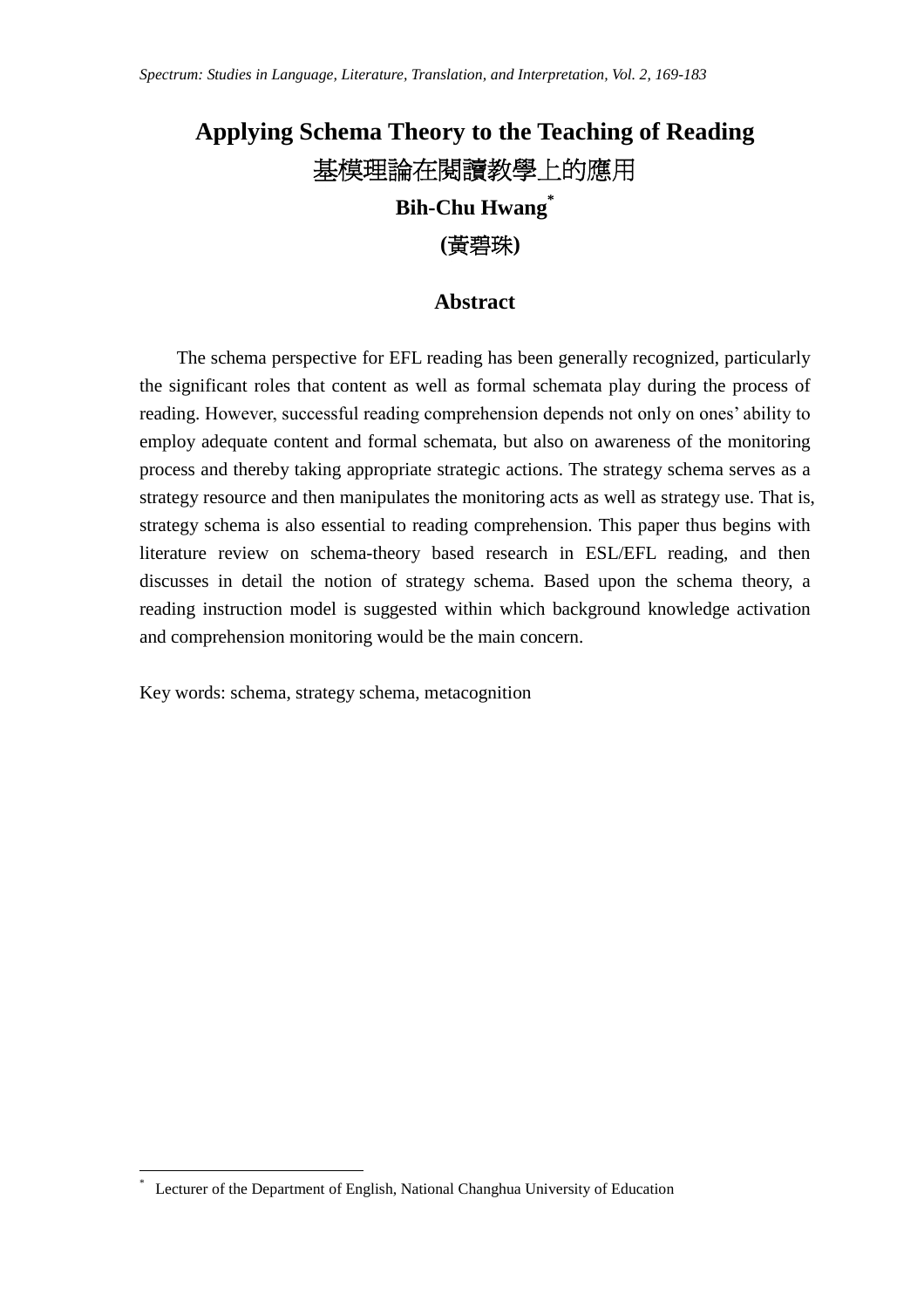# Applying Schema Theory to the Teaching of Reading

# 基模理論在閱讀教學上的應用

**Bih-Chu Hwang**[*]

**(黃碧珠)**

## Abstract

The schema perspective for EFL reading has been generally recognized, particularly the significant roles that content as well as formal schemata play during the process of reading. However, successful reading comprehension depends not only on ones' ability to employ adequate content and formal schemata, but also on awareness of the monitoring process and thereby taking appropriate strategic actions. The strategy schema serves as a strategy resource and then manipulates the monitoring acts as well as strategy use. That is, strategy schema is also essential to reading comprehension. This paper thus begins with literature review on schema-theory based research in ESL/EFL reading, and then discusses in detail the notion of strategy schema. Based upon the schema theory, a reading instruction model is suggested within which background knowledge activation and comprehension monitoring would be the main concern.

Key words: schema, strategy schema, metacognition

[*] Lecturer of the Department of English, National Changhua University of Education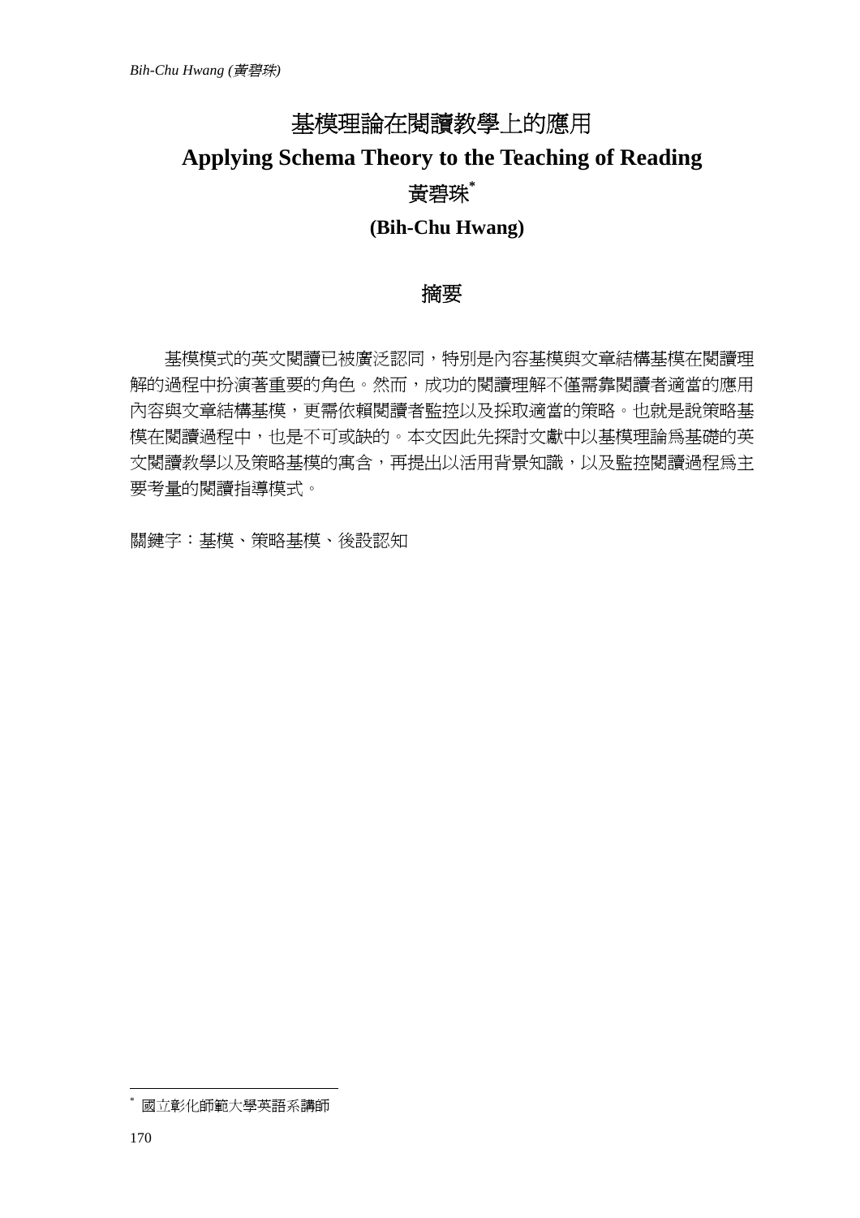# 基模理論在閱讀教學上的應用

# Applying Schema Theory to the Teaching of Reading

黃碧珠*

**(Bih-Chu Hwang)**

## 摘要

基模模式的英文閱讀已被廣泛認同，特別是內容基模與文章結構基模在閱讀理解的過程中扮演著重要的角色。然而，成功的閱讀理解不僅需靠閱讀者適當的應用內容與文章結構基模，更需依賴閱讀者監控以及採取適當的策略。也就是說策略基模在閱讀過程中，也是不可或缺的。本文因此先探討文獻中以基模理論爲基礎的英文閱讀教學以及策略基模的寓含，再提出以活用背景知識，以及監控閱讀過程爲主要考量的閱讀指導模式。

關鍵字：基模、策略基模、後設認知

* 國立彰化師範大學英語系講師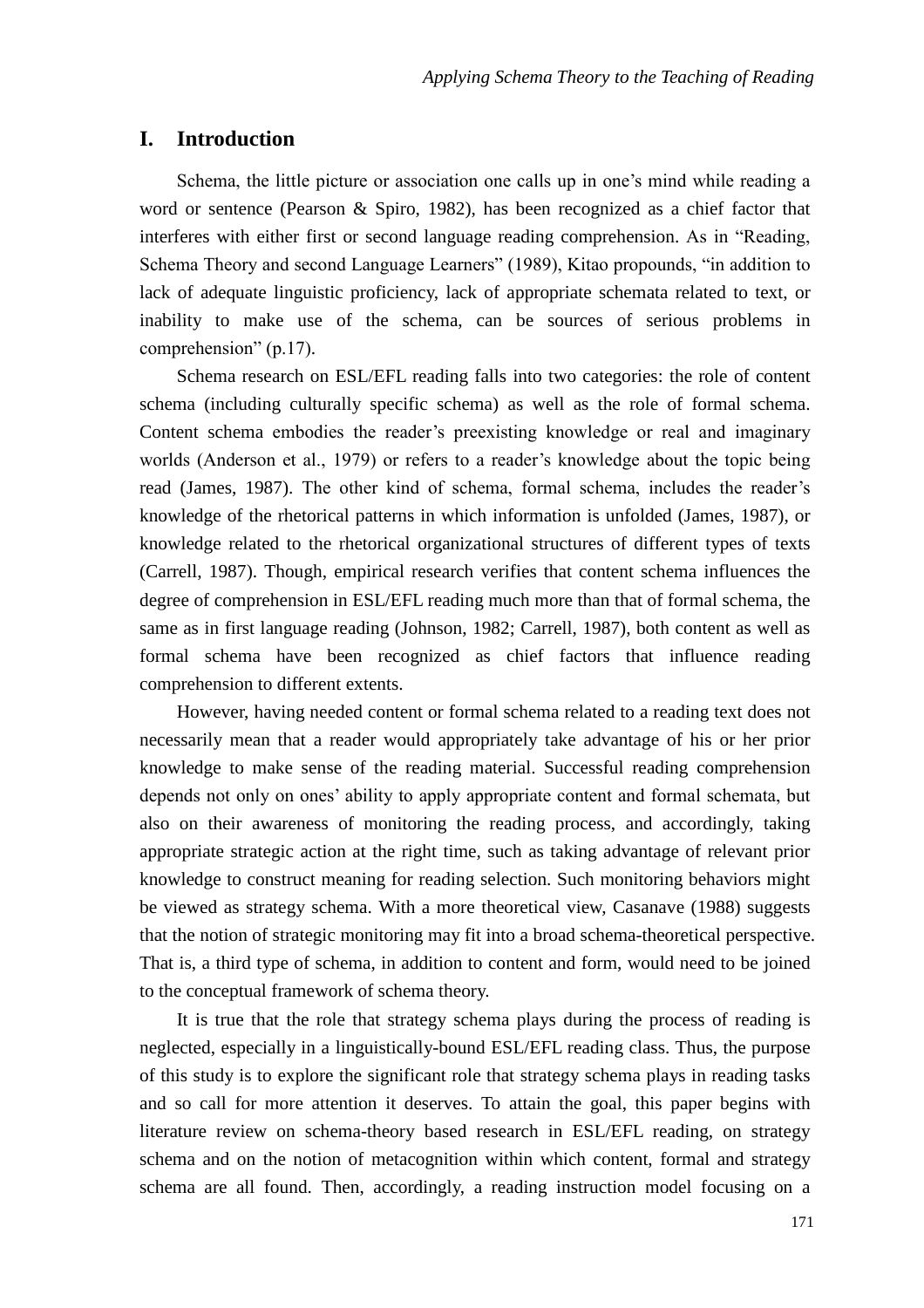## I. Introduction

Schema, the little picture or association one calls up in one's mind while reading a word or sentence (Pearson & Spiro, 1982), has been recognized as a chief factor that interferes with either first or second language reading comprehension. As in "Reading, Schema Theory and second Language Learners" (1989), Kitao propounds, "in addition to lack of adequate linguistic proficiency, lack of appropriate schemata related to text, or inability to make use of the schema, can be sources of serious problems in comprehension" (p.17).

Schema research on ESL/EFL reading falls into two categories: the role of content schema (including culturally specific schema) as well as the role of formal schema. Content schema embodies the reader's preexisting knowledge or real and imaginary worlds (Anderson et al., 1979) or refers to a reader's knowledge about the topic being read (James, 1987). The other kind of schema, formal schema, includes the reader's knowledge of the rhetorical patterns in which information is unfolded (James, 1987), or knowledge related to the rhetorical organizational structures of different types of texts (Carrell, 1987). Though, empirical research verifies that content schema influences the degree of comprehension in ESL/EFL reading much more than that of formal schema, the same as in first language reading (Johnson, 1982; Carrell, 1987), both content as well as formal schema have been recognized as chief factors that influence reading comprehension to different extents.

However, having needed content or formal schema related to a reading text does not necessarily mean that a reader would appropriately take advantage of his or her prior knowledge to make sense of the reading material. Successful reading comprehension depends not only on ones' ability to apply appropriate content and formal schemata, but also on their awareness of monitoring the reading process, and accordingly, taking appropriate strategic action at the right time, such as taking advantage of relevant prior knowledge to construct meaning for reading selection. Such monitoring behaviors might be viewed as strategy schema. With a more theoretical view, Casanave (1988) suggests that the notion of strategic monitoring may fit into a broad schema-theoretical perspective. That is, a third type of schema, in addition to content and form, would need to be joined to the conceptual framework of schema theory.

It is true that the role that strategy schema plays during the process of reading is neglected, especially in a linguistically-bound ESL/EFL reading class. Thus, the purpose of this study is to explore the significant role that strategy schema plays in reading tasks and so call for more attention it deserves. To attain the goal, this paper begins with literature review on schema-theory based research in ESL/EFL reading, on strategy schema and on the notion of metacognition within which content, formal and strategy schema are all found. Then, accordingly, a reading instruction model focusing on a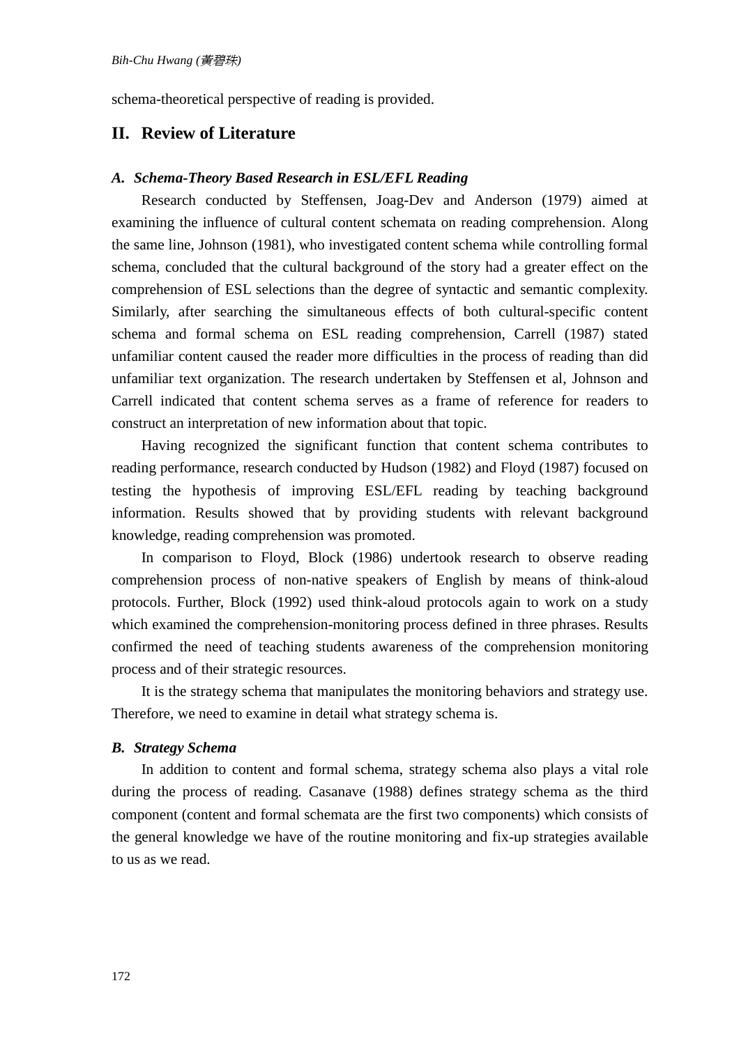schema-theoretical perspective of reading is provided.

## II. Review of Literature

### *A. Schema-Theory Based Research in ESL/EFL Reading*

Research conducted by Steffensen, Joag-Dev and Anderson (1979) aimed at examining the influence of cultural content schemata on reading comprehension. Along the same line, Johnson (1981), who investigated content schema while controlling formal schema, concluded that the cultural background of the story had a greater effect on the comprehension of ESL selections than the degree of syntactic and semantic complexity. Similarly, after searching the simultaneous effects of both cultural-specific content schema and formal schema on ESL reading comprehension, Carrell (1987) stated unfamiliar content caused the reader more difficulties in the process of reading than did unfamiliar text organization. The research undertaken by Steffensen et al, Johnson and Carrell indicated that content schema serves as a frame of reference for readers to construct an interpretation of new information about that topic.

Having recognized the significant function that content schema contributes to reading performance, research conducted by Hudson (1982) and Floyd (1987) focused on testing the hypothesis of improving ESL/EFL reading by teaching background information. Results showed that by providing students with relevant background knowledge, reading comprehension was promoted.

In comparison to Floyd, Block (1986) undertook research to observe reading comprehension process of non-native speakers of English by means of think-aloud protocols. Further, Block (1992) used think-aloud protocols again to work on a study which examined the comprehension-monitoring process defined in three phrases. Results confirmed the need of teaching students awareness of the comprehension monitoring process and of their strategic resources.

It is the strategy schema that manipulates the monitoring behaviors and strategy use. Therefore, we need to examine in detail what strategy schema is.

### *B. Strategy Schema*

In addition to content and formal schema, strategy schema also plays a vital role during the process of reading. Casanave (1988) defines strategy schema as the third component (content and formal schemata are the first two components) which consists of the general knowledge we have of the routine monitoring and fix-up strategies available to us as we read.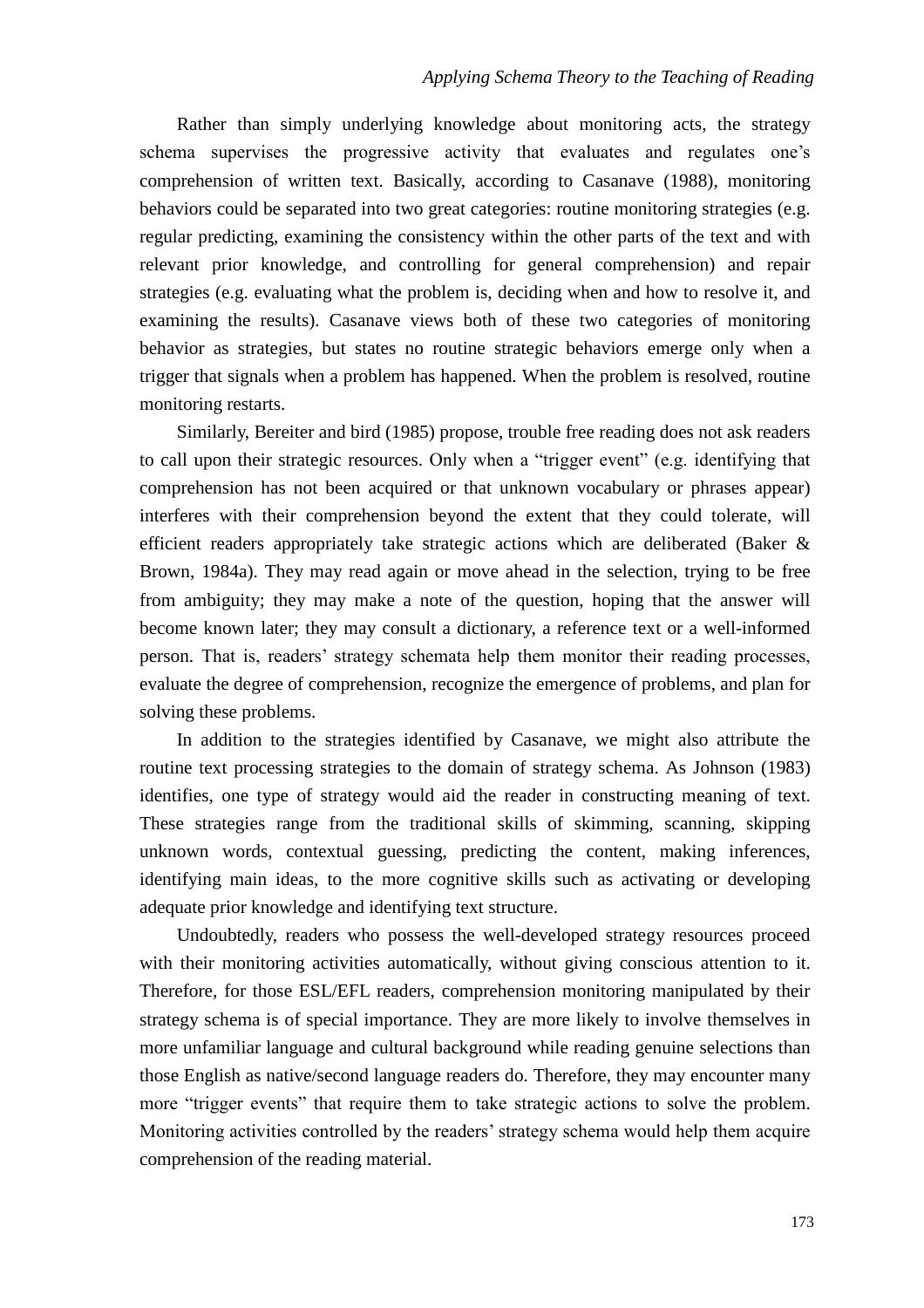Rather than simply underlying knowledge about monitoring acts, the strategy schema supervises the progressive activity that evaluates and regulates one's comprehension of written text. Basically, according to Casanave (1988), monitoring behaviors could be separated into two great categories: routine monitoring strategies (e.g. regular predicting, examining the consistency within the other parts of the text and with relevant prior knowledge, and controlling for general comprehension) and repair strategies (e.g. evaluating what the problem is, deciding when and how to resolve it, and examining the results). Casanave views both of these two categories of monitoring behavior as strategies, but states no routine strategic behaviors emerge only when a trigger that signals when a problem has happened. When the problem is resolved, routine monitoring restarts.

Similarly, Bereiter and bird (1985) propose, trouble free reading does not ask readers to call upon their strategic resources. Only when a "trigger event" (e.g. identifying that comprehension has not been acquired or that unknown vocabulary or phrases appear) interferes with their comprehension beyond the extent that they could tolerate, will efficient readers appropriately take strategic actions which are deliberated (Baker & Brown, 1984a). They may read again or move ahead in the selection, trying to be free from ambiguity; they may make a note of the question, hoping that the answer will become known later; they may consult a dictionary, a reference text or a well-informed person. That is, readers' strategy schemata help them monitor their reading processes, evaluate the degree of comprehension, recognize the emergence of problems, and plan for solving these problems.

In addition to the strategies identified by Casanave, we might also attribute the routine text processing strategies to the domain of strategy schema. As Johnson (1983) identifies, one type of strategy would aid the reader in constructing meaning of text. These strategies range from the traditional skills of skimming, scanning, skipping unknown words, contextual guessing, predicting the content, making inferences, identifying main ideas, to the more cognitive skills such as activating or developing adequate prior knowledge and identifying text structure.

Undoubtedly, readers who possess the well-developed strategy resources proceed with their monitoring activities automatically, without giving conscious attention to it. Therefore, for those ESL/EFL readers, comprehension monitoring manipulated by their strategy schema is of special importance. They are more likely to involve themselves in more unfamiliar language and cultural background while reading genuine selections than those English as native/second language readers do. Therefore, they may encounter many more "trigger events" that require them to take strategic actions to solve the problem. Monitoring activities controlled by the readers' strategy schema would help them acquire comprehension of the reading material.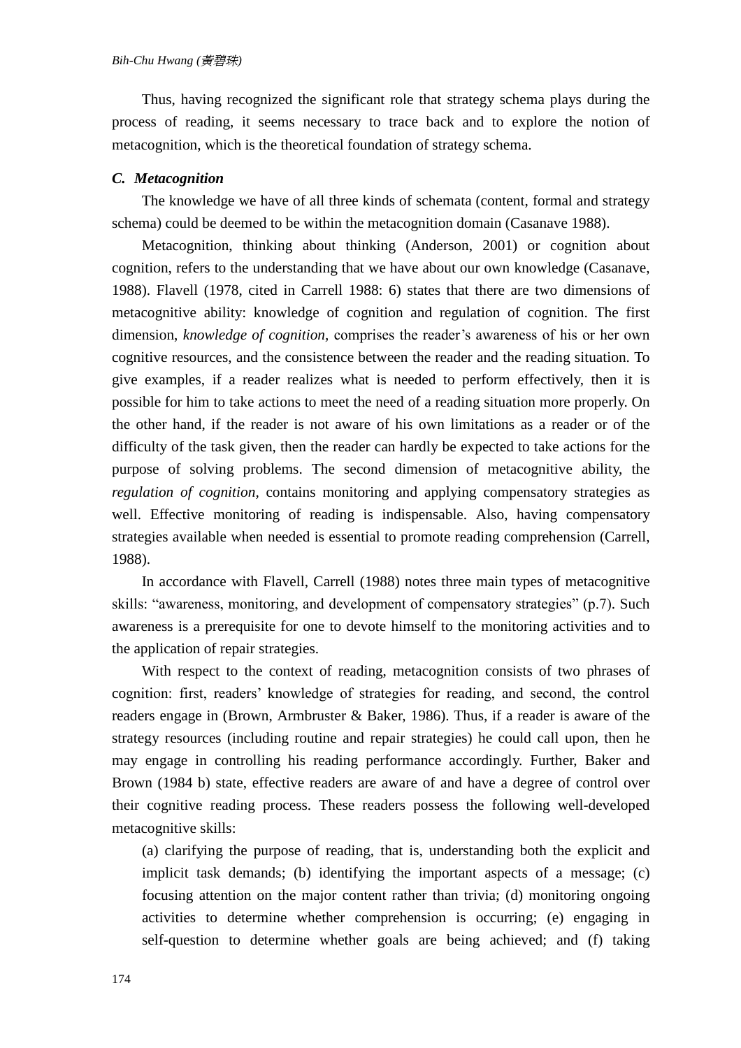Thus, having recognized the significant role that strategy schema plays during the process of reading, it seems necessary to trace back and to explore the notion of metacognition, which is the theoretical foundation of strategy schema.

### *C. Metacognition*

The knowledge we have of all three kinds of schemata (content, formal and strategy schema) could be deemed to be within the metacognition domain (Casanave 1988).

Metacognition, thinking about thinking (Anderson, 2001) or cognition about cognition, refers to the understanding that we have about our own knowledge (Casanave, 1988). Flavell (1978, cited in Carrell 1988: 6) states that there are two dimensions of metacognitive ability: knowledge of cognition and regulation of cognition. The first dimension, *knowledge of cognition*, comprises the reader's awareness of his or her own cognitive resources, and the consistence between the reader and the reading situation. To give examples, if a reader realizes what is needed to perform effectively, then it is possible for him to take actions to meet the need of a reading situation more properly. On the other hand, if the reader is not aware of his own limitations as a reader or of the difficulty of the task given, then the reader can hardly be expected to take actions for the purpose of solving problems. The second dimension of metacognitive ability, the *regulation of cognition*, contains monitoring and applying compensatory strategies as well. Effective monitoring of reading is indispensable. Also, having compensatory strategies available when needed is essential to promote reading comprehension (Carrell, 1988).

In accordance with Flavell, Carrell (1988) notes three main types of metacognitive skills: "awareness, monitoring, and development of compensatory strategies" (p.7). Such awareness is a prerequisite for one to devote himself to the monitoring activities and to the application of repair strategies.

With respect to the context of reading, metacognition consists of two phrases of cognition: first, readers' knowledge of strategies for reading, and second, the control readers engage in (Brown, Armbruster & Baker, 1986). Thus, if a reader is aware of the strategy resources (including routine and repair strategies) he could call upon, then he may engage in controlling his reading performance accordingly. Further, Baker and Brown (1984 b) state, effective readers are aware of and have a degree of control over their cognitive reading process. These readers possess the following well-developed metacognitive skills:

> (a) clarifying the purpose of reading, that is, understanding both the explicit and implicit task demands; (b) identifying the important aspects of a message; (c) focusing attention on the major content rather than trivia; (d) monitoring ongoing activities to determine whether comprehension is occurring; (e) engaging in self-question to determine whether goals are being achieved; and (f) taking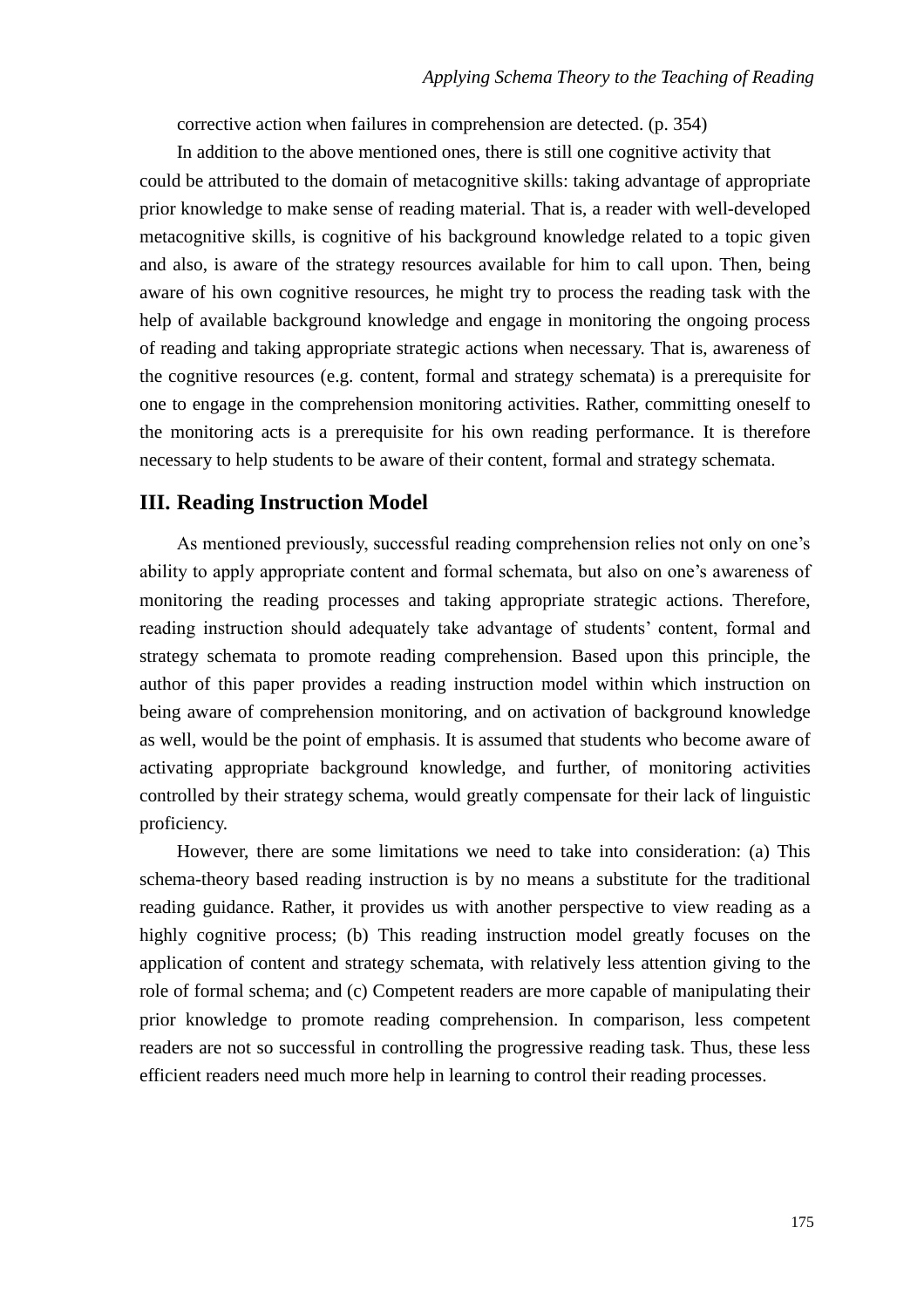corrective action when failures in comprehension are detected. (p. 354)

In addition to the above mentioned ones, there is still one cognitive activity that could be attributed to the domain of metacognitive skills: taking advantage of appropriate prior knowledge to make sense of reading material. That is, a reader with well-developed metacognitive skills, is cognitive of his background knowledge related to a topic given and also, is aware of the strategy resources available for him to call upon. Then, being aware of his own cognitive resources, he might try to process the reading task with the help of available background knowledge and engage in monitoring the ongoing process of reading and taking appropriate strategic actions when necessary. That is, awareness of the cognitive resources (e.g. content, formal and strategy schemata) is a prerequisite for one to engage in the comprehension monitoring activities. Rather, committing oneself to the monitoring acts is a prerequisite for his own reading performance. It is therefore necessary to help students to be aware of their content, formal and strategy schemata.

## III. Reading Instruction Model

As mentioned previously, successful reading comprehension relies not only on one's ability to apply appropriate content and formal schemata, but also on one's awareness of monitoring the reading processes and taking appropriate strategic actions. Therefore, reading instruction should adequately take advantage of students' content, formal and strategy schemata to promote reading comprehension. Based upon this principle, the author of this paper provides a reading instruction model within which instruction on being aware of comprehension monitoring, and on activation of background knowledge as well, would be the point of emphasis. It is assumed that students who become aware of activating appropriate background knowledge, and further, of monitoring activities controlled by their strategy schema, would greatly compensate for their lack of linguistic proficiency.

However, there are some limitations we need to take into consideration: (a) This schema-theory based reading instruction is by no means a substitute for the traditional reading guidance. Rather, it provides us with another perspective to view reading as a highly cognitive process; (b) This reading instruction model greatly focuses on the application of content and strategy schemata, with relatively less attention giving to the role of formal schema; and (c) Competent readers are more capable of manipulating their prior knowledge to promote reading comprehension. In comparison, less competent readers are not so successful in controlling the progressive reading task. Thus, these less efficient readers need much more help in learning to control their reading processes.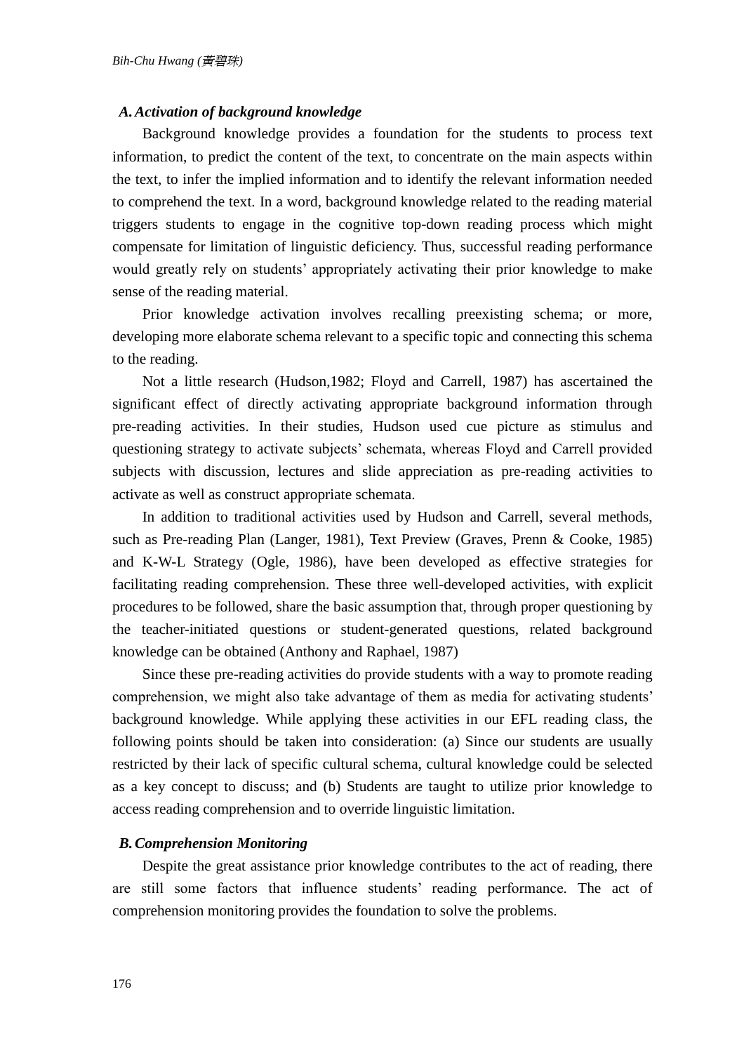### A. *Activation of background knowledge*

Background knowledge provides a foundation for the students to process text information, to predict the content of the text, to concentrate on the main aspects within the text, to infer the implied information and to identify the relevant information needed to comprehend the text. In a word, background knowledge related to the reading material triggers students to engage in the cognitive top-down reading process which might compensate for limitation of linguistic deficiency. Thus, successful reading performance would greatly rely on students' appropriately activating their prior knowledge to make sense of the reading material.

Prior knowledge activation involves recalling preexisting schema; or more, developing more elaborate schema relevant to a specific topic and connecting this schema to the reading.

Not a little research (Hudson,1982; Floyd and Carrell, 1987) has ascertained the significant effect of directly activating appropriate background information through pre-reading activities. In their studies, Hudson used cue picture as stimulus and questioning strategy to activate subjects' schemata, whereas Floyd and Carrell provided subjects with discussion, lectures and slide appreciation as pre-reading activities to activate as well as construct appropriate schemata.

In addition to traditional activities used by Hudson and Carrell, several methods, such as Pre-reading Plan (Langer, 1981), Text Preview (Graves, Prenn & Cooke, 1985) and K-W-L Strategy (Ogle, 1986), have been developed as effective strategies for facilitating reading comprehension. These three well-developed activities, with explicit procedures to be followed, share the basic assumption that, through proper questioning by the teacher-initiated questions or student-generated questions, related background knowledge can be obtained (Anthony and Raphael, 1987)

Since these pre-reading activities do provide students with a way to promote reading comprehension, we might also take advantage of them as media for activating students' background knowledge. While applying these activities in our EFL reading class, the following points should be taken into consideration: (a) Since our students are usually restricted by their lack of specific cultural schema, cultural knowledge could be selected as a key concept to discuss; and (b) Students are taught to utilize prior knowledge to access reading comprehension and to override linguistic limitation.

### B. *Comprehension Monitoring*

Despite the great assistance prior knowledge contributes to the act of reading, there are still some factors that influence students' reading performance. The act of comprehension monitoring provides the foundation to solve the problems.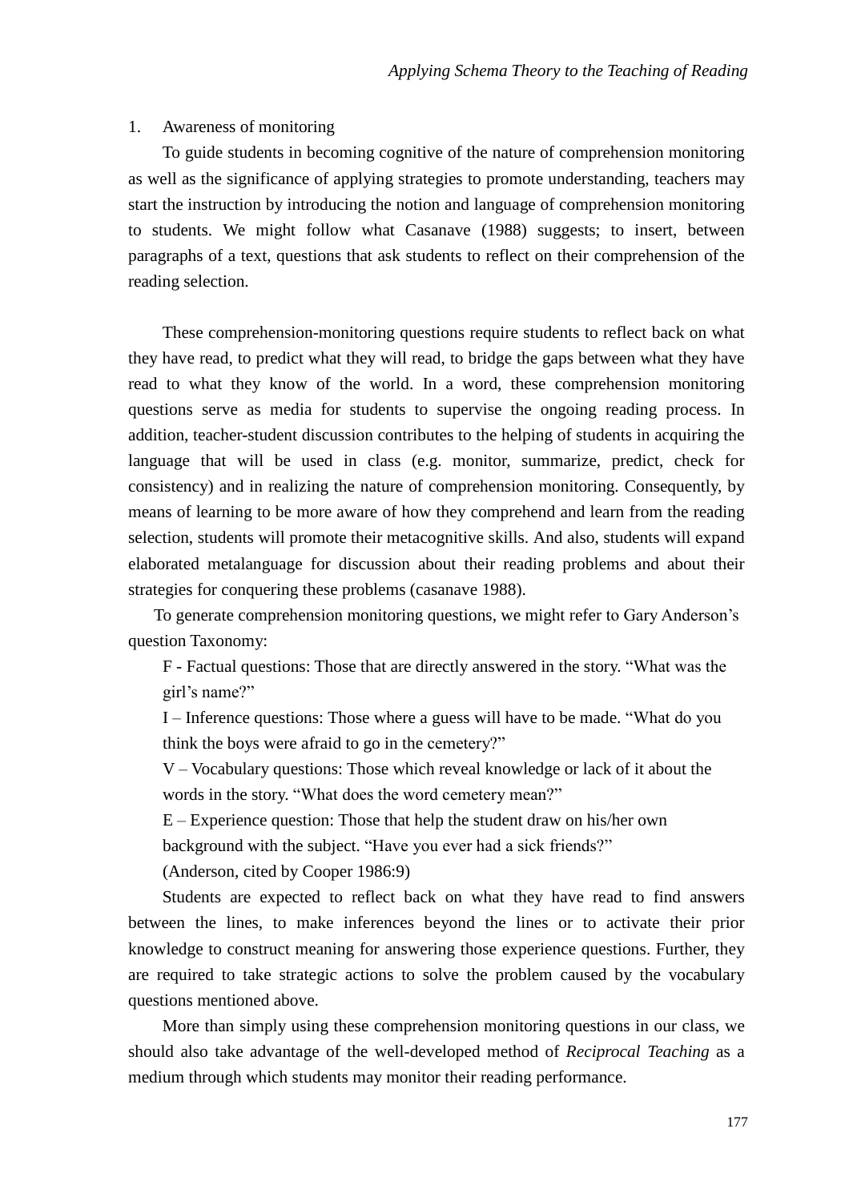1. Awareness of monitoring

To guide students in becoming cognitive of the nature of comprehension monitoring as well as the significance of applying strategies to promote understanding, teachers may start the instruction by introducing the notion and language of comprehension monitoring to students. We might follow what Casanave (1988) suggests; to insert, between paragraphs of a text, questions that ask students to reflect on their comprehension of the reading selection.

These comprehension-monitoring questions require students to reflect back on what they have read, to predict what they will read, to bridge the gaps between what they have read to what they know of the world. In a word, these comprehension monitoring questions serve as media for students to supervise the ongoing reading process. In addition, teacher-student discussion contributes to the helping of students in acquiring the language that will be used in class (e.g. monitor, summarize, predict, check for consistency) and in realizing the nature of comprehension monitoring. Consequently, by means of learning to be more aware of how they comprehend and learn from the reading selection, students will promote their metacognitive skills. And also, students will expand elaborated metalanguage for discussion about their reading problems and about their strategies for conquering these problems (casanave 1988).

To generate comprehension monitoring questions, we might refer to Gary Anderson's question Taxonomy:

F - Factual questions: Those that are directly answered in the story. "What was the girl's name?"

I – Inference questions: Those where a guess will have to be made. "What do you think the boys were afraid to go in the cemetery?"

V – Vocabulary questions: Those which reveal knowledge or lack of it about the words in the story. "What does the word cemetery mean?"

E – Experience question: Those that help the student draw on his/her own background with the subject. "Have you ever had a sick friends?"

(Anderson, cited by Cooper 1986:9)

Students are expected to reflect back on what they have read to find answers between the lines, to make inferences beyond the lines or to activate their prior knowledge to construct meaning for answering those experience questions. Further, they are required to take strategic actions to solve the problem caused by the vocabulary questions mentioned above.

More than simply using these comprehension monitoring questions in our class, we should also take advantage of the well-developed method of *Reciprocal Teaching* as a medium through which students may monitor their reading performance.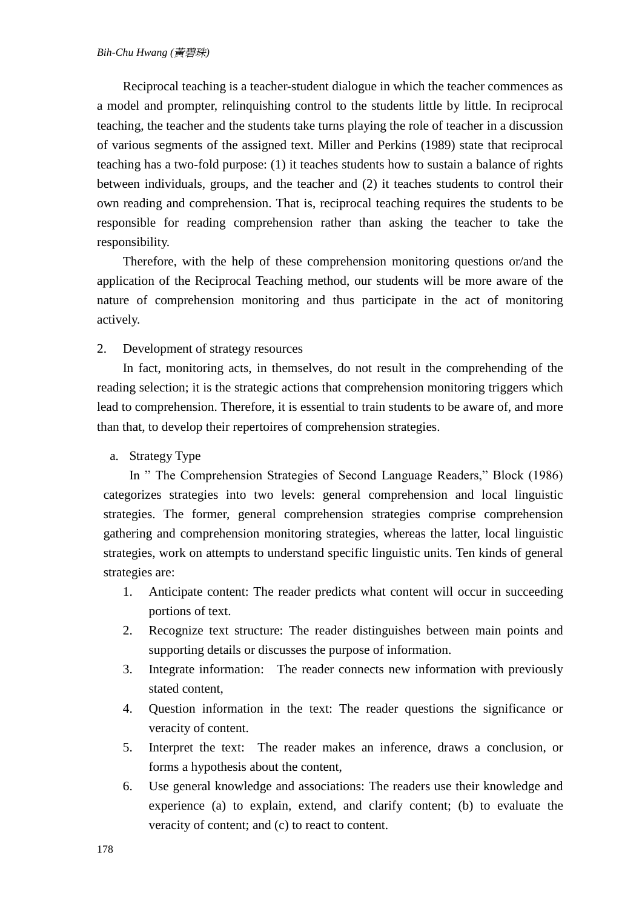Reciprocal teaching is a teacher-student dialogue in which the teacher commences as a model and prompter, relinquishing control to the students little by little. In reciprocal teaching, the teacher and the students take turns playing the role of teacher in a discussion of various segments of the assigned text. Miller and Perkins (1989) state that reciprocal teaching has a two-fold purpose: (1) it teaches students how to sustain a balance of rights between individuals, groups, and the teacher and (2) it teaches students to control their own reading and comprehension. That is, reciprocal teaching requires the students to be responsible for reading comprehension rather than asking the teacher to take the responsibility.

Therefore, with the help of these comprehension monitoring questions or/and the application of the Reciprocal Teaching method, our students will be more aware of the nature of comprehension monitoring and thus participate in the act of monitoring actively.

2. Development of strategy resources

In fact, monitoring acts, in themselves, do not result in the comprehending of the reading selection; it is the strategic actions that comprehension monitoring triggers which lead to comprehension. Therefore, it is essential to train students to be aware of, and more than that, to develop their repertoires of comprehension strategies.

a. Strategy Type

In " The Comprehension Strategies of Second Language Readers," Block (1986) categorizes strategies into two levels: general comprehension and local linguistic strategies. The former, general comprehension strategies comprise comprehension gathering and comprehension monitoring strategies, whereas the latter, local linguistic strategies, work on attempts to understand specific linguistic units. Ten kinds of general strategies are:

1. Anticipate content: The reader predicts what content will occur in succeeding portions of text.
2. Recognize text structure: The reader distinguishes between main points and supporting details or discusses the purpose of information.
3. Integrate information: The reader connects new information with previously stated content,
4. Question information in the text: The reader questions the significance or veracity of content.
5. Interpret the text: The reader makes an inference, draws a conclusion, or forms a hypothesis about the content,
6. Use general knowledge and associations: The readers use their knowledge and experience (a) to explain, extend, and clarify content; (b) to evaluate the veracity of content; and (c) to react to content.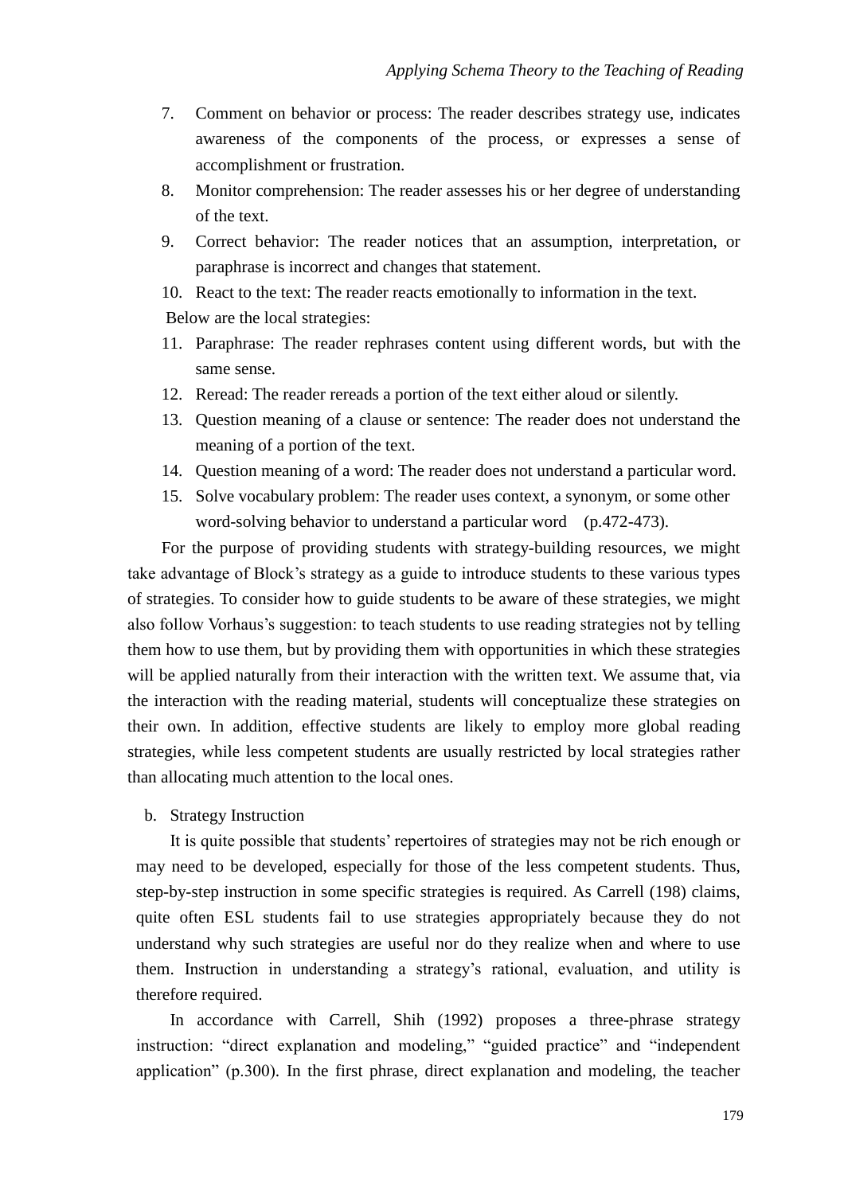7. Comment on behavior or process: The reader describes strategy use, indicates awareness of the components of the process, or expresses a sense of accomplishment or frustration.
8. Monitor comprehension: The reader assesses his or her degree of understanding of the text.
9. Correct behavior: The reader notices that an assumption, interpretation, or paraphrase is incorrect and changes that statement.
10. React to the text: The reader reacts emotionally to information in the text.

Below are the local strategies:

11. Paraphrase: The reader rephrases content using different words, but with the same sense.
12. Reread: The reader rereads a portion of the text either aloud or silently.
13. Question meaning of a clause or sentence: The reader does not understand the meaning of a portion of the text.
14. Question meaning of a word: The reader does not understand a particular word.
15. Solve vocabulary problem: The reader uses context, a synonym, or some other word-solving behavior to understand a particular word (p.472-473).

For the purpose of providing students with strategy-building resources, we might take advantage of Block's strategy as a guide to introduce students to these various types of strategies. To consider how to guide students to be aware of these strategies, we might also follow Vorhaus's suggestion: to teach students to use reading strategies not by telling them how to use them, but by providing them with opportunities in which these strategies will be applied naturally from their interaction with the written text. We assume that, via the interaction with the reading material, students will conceptualize these strategies on their own. In addition, effective students are likely to employ more global reading strategies, while less competent students are usually restricted by local strategies rather than allocating much attention to the local ones.

b. Strategy Instruction

It is quite possible that students' repertoires of strategies may not be rich enough or may need to be developed, especially for those of the less competent students. Thus, step-by-step instruction in some specific strategies is required. As Carrell (198) claims, quite often ESL students fail to use strategies appropriately because they do not understand why such strategies are useful nor do they realize when and where to use them. Instruction in understanding a strategy's rational, evaluation, and utility is therefore required.

In accordance with Carrell, Shih (1992) proposes a three-phrase strategy instruction: "direct explanation and modeling," "guided practice" and "independent application" (p.300). In the first phrase, direct explanation and modeling, the teacher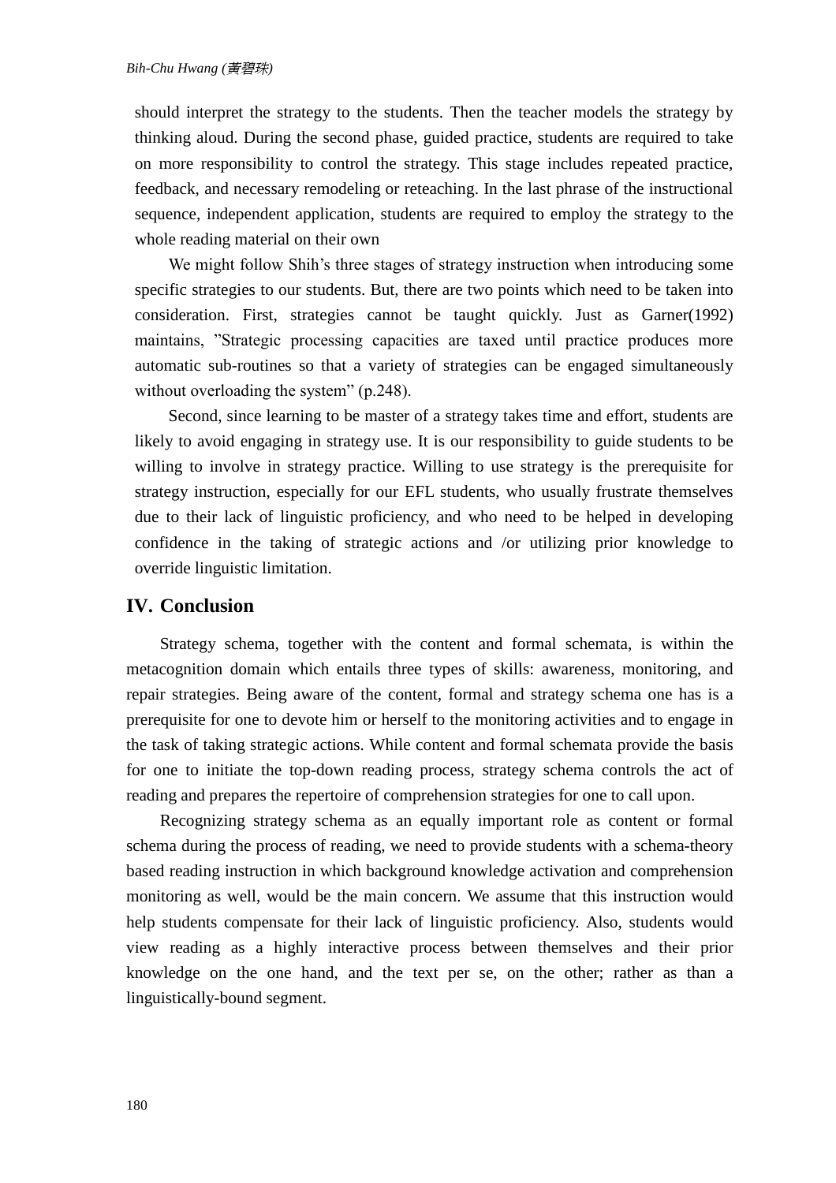should interpret the strategy to the students. Then the teacher models the strategy by thinking aloud. During the second phase, guided practice, students are required to take on more responsibility to control the strategy. This stage includes repeated practice, feedback, and necessary remodeling or reteaching. In the last phrase of the instructional sequence, independent application, students are required to employ the strategy to the whole reading material on their own

We might follow Shih's three stages of strategy instruction when introducing some specific strategies to our students. But, there are two points which need to be taken into consideration. First, strategies cannot be taught quickly. Just as Garner(1992) maintains, "Strategic processing capacities are taxed until practice produces more automatic sub-routines so that a variety of strategies can be engaged simultaneously without overloading the system" (p.248).

Second, since learning to be master of a strategy takes time and effort, students are likely to avoid engaging in strategy use. It is our responsibility to guide students to be willing to involve in strategy practice. Willing to use strategy is the prerequisite for strategy instruction, especially for our EFL students, who usually frustrate themselves due to their lack of linguistic proficiency, and who need to be helped in developing confidence in the taking of strategic actions and /or utilizing prior knowledge to override linguistic limitation.

## IV. Conclusion

Strategy schema, together with the content and formal schemata, is within the metacognition domain which entails three types of skills: awareness, monitoring, and repair strategies. Being aware of the content, formal and strategy schema one has is a prerequisite for one to devote him or herself to the monitoring activities and to engage in the task of taking strategic actions. While content and formal schemata provide the basis for one to initiate the top-down reading process, strategy schema controls the act of reading and prepares the repertoire of comprehension strategies for one to call upon.

Recognizing strategy schema as an equally important role as content or formal schema during the process of reading, we need to provide students with a schema-theory based reading instruction in which background knowledge activation and comprehension monitoring as well, would be the main concern. We assume that this instruction would help students compensate for their lack of linguistic proficiency. Also, students would view reading as a highly interactive process between themselves and their prior knowledge on the one hand, and the text per se, on the other; rather as than a linguistically-bound segment.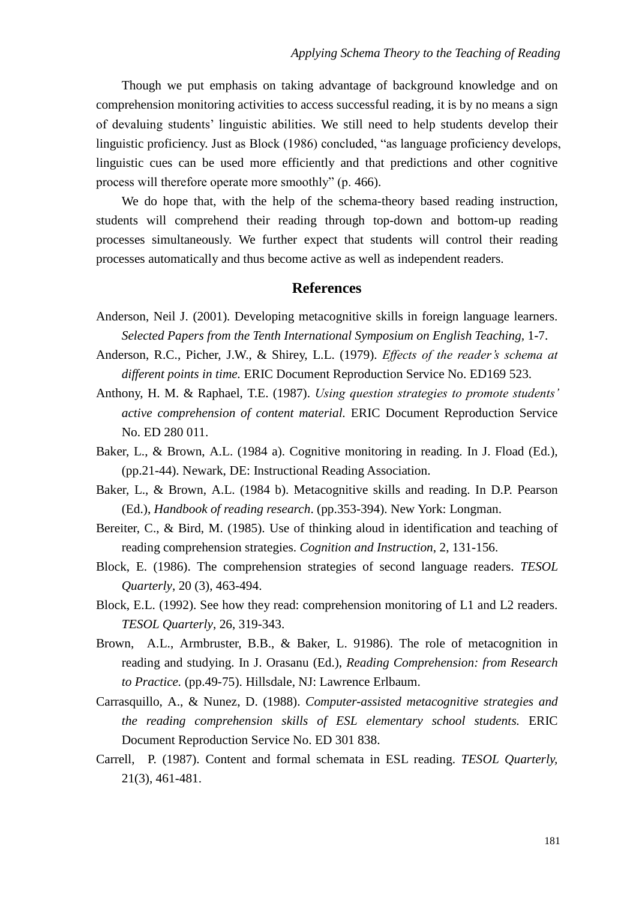Though we put emphasis on taking advantage of background knowledge and on comprehension monitoring activities to access successful reading, it is by no means a sign of devaluing students' linguistic abilities. We still need to help students develop their linguistic proficiency. Just as Block (1986) concluded, "as language proficiency develops, linguistic cues can be used more efficiently and that predictions and other cognitive process will therefore operate more smoothly" (p. 466).

We do hope that, with the help of the schema-theory based reading instruction, students will comprehend their reading through top-down and bottom-up reading processes simultaneously. We further expect that students will control their reading processes automatically and thus become active as well as independent readers.

## References

Anderson, Neil J. (2001). Developing metacognitive skills in foreign language learners. *Selected Papers from the Tenth International Symposium on English Teaching*, 1-7.

Anderson, R.C., Picher, J.W., & Shirey, L.L. (1979). *Effects of the reader's schema at different points in time.* ERIC Document Reproduction Service No. ED169 523.

Anthony, H. M. & Raphael, T.E. (1987). *Using question strategies to promote students' active comprehension of content material.* ERIC Document Reproduction Service No. ED 280 011.

Baker, L., & Brown, A.L. (1984 a). Cognitive monitoring in reading. In J. Fload (Ed.), (pp.21-44). Newark, DE: Instructional Reading Association.

Baker, L., & Brown, A.L. (1984 b). Metacognitive skills and reading. In D.P. Pearson (Ed.), *Handbook of reading research*. (pp.353-394). New York: Longman.

Bereiter, C., & Bird, M. (1985). Use of thinking aloud in identification and teaching of reading comprehension strategies. *Cognition and Instruction*, 2, 131-156.

Block, E. (1986). The comprehension strategies of second language readers. *TESOL Quarterly*, 20 (3), 463-494.

Block, E.L. (1992). See how they read: comprehension monitoring of L1 and L2 readers. *TESOL Quarterly*, 26, 319-343.

Brown, A.L., Armbruster, B.B., & Baker, L. 91986). The role of metacognition in reading and studying. In J. Orasanu (Ed.), *Reading Comprehension: from Research to Practice.* (pp.49-75). Hillsdale, NJ: Lawrence Erlbaum.

Carrasquillo, A., & Nunez, D. (1988). *Computer-assisted metacognitive strategies and the reading comprehension skills of ESL elementary school students.* ERIC Document Reproduction Service No. ED 301 838.

Carrell, P. (1987). Content and formal schemata in ESL reading. *TESOL Quarterly,* 21(3), 461-481.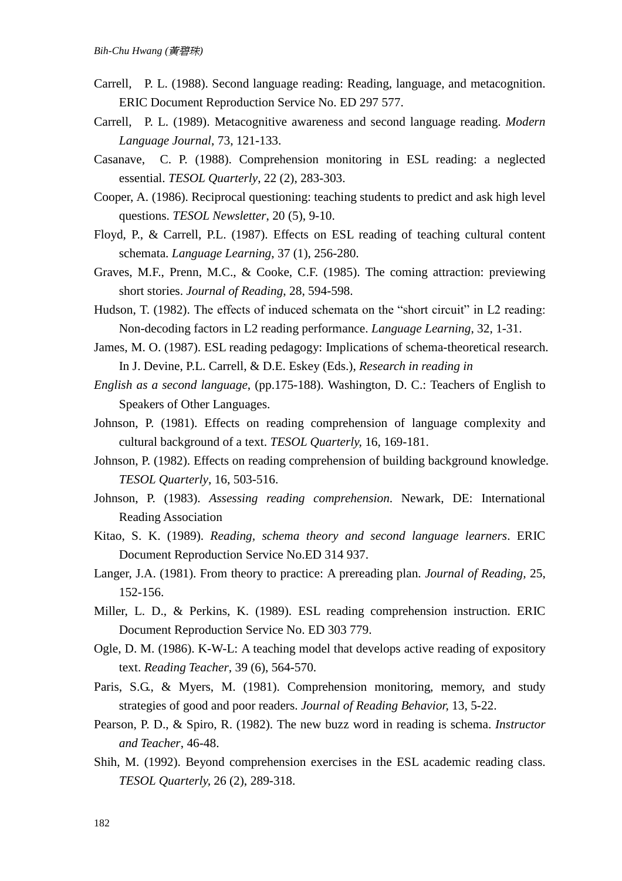Carrell, P. L. (1988). Second language reading: Reading, language, and metacognition. ERIC Document Reproduction Service No. ED 297 577.

Carrell, P. L. (1989). Metacognitive awareness and second language reading. *Modern Language Journal*, 73, 121-133.

Casanave, C. P. (1988). Comprehension monitoring in ESL reading: a neglected essential. *TESOL Quarterly*, 22 (2), 283-303.

Cooper, A. (1986). Reciprocal questioning: teaching students to predict and ask high level questions. *TESOL Newsletter*, 20 (5), 9-10.

Floyd, P., & Carrell, P.L. (1987). Effects on ESL reading of teaching cultural content schemata. *Language Learning*, 37 (1), 256-280.

Graves, M.F., Prenn, M.C., & Cooke, C.F. (1985). The coming attraction: previewing short stories. *Journal of Reading*, 28, 594-598.

Hudson, T. (1982). The effects of induced schemata on the "short circuit" in L2 reading: Non-decoding factors in L2 reading performance. *Language Learning*, 32, 1-31.

James, M. O. (1987). ESL reading pedagogy: Implications of schema-theoretical research. In J. Devine, P.L. Carrell, & D.E. Eskey (Eds.), *Research in reading in*

*English as a second language*, (pp.175-188). Washington, D. C.: Teachers of English to Speakers of Other Languages.

Johnson, P. (1981). Effects on reading comprehension of language complexity and cultural background of a text. *TESOL Quarterly*, 16, 169-181.

Johnson, P. (1982). Effects on reading comprehension of building background knowledge. *TESOL Quarterly*, 16, 503-516.

Johnson, P. (1983). *Assessing reading comprehension*. Newark, DE: International Reading Association

Kitao, S. K. (1989). *Reading, schema theory and second language learners*. ERIC Document Reproduction Service No.ED 314 937.

Langer, J.A. (1981). From theory to practice: A prereading plan. *Journal of Reading*, 25, 152-156.

Miller, L. D., & Perkins, K. (1989). ESL reading comprehension instruction. ERIC Document Reproduction Service No. ED 303 779.

Ogle, D. M. (1986). K-W-L: A teaching model that develops active reading of expository text. *Reading Teacher*, 39 (6), 564-570.

Paris, S.G., & Myers, M. (1981). Comprehension monitoring, memory, and study strategies of good and poor readers. *Journal of Reading Behavior*, 13, 5-22.

Pearson, P. D., & Spiro, R. (1982). The new buzz word in reading is schema. *Instructor and Teacher*, 46-48.

Shih, M. (1992). Beyond comprehension exercises in the ESL academic reading class. *TESOL Quarterly*, 26 (2), 289-318.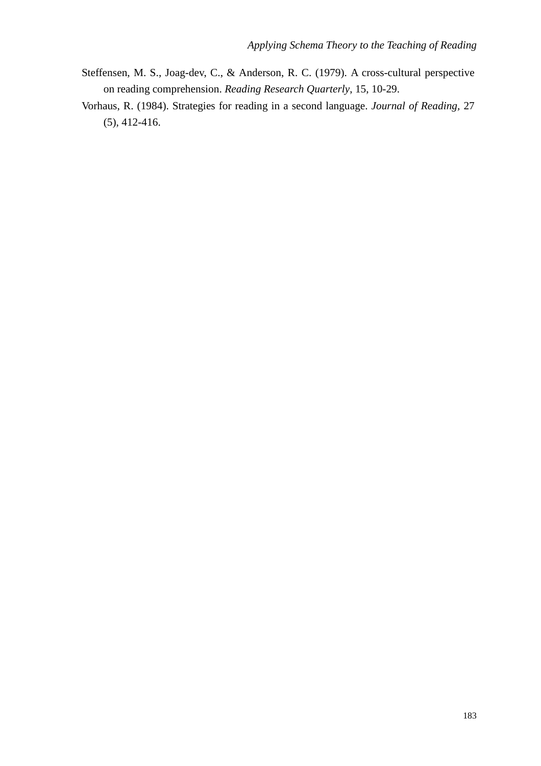Steffensen, M. S., Joag-dev, C., & Anderson, R. C. (1979). A cross-cultural perspective on reading comprehension. *Reading Research Quarterly*, 15, 10-29.

Vorhaus, R. (1984). Strategies for reading in a second language. *Journal of Reading*, 27 (5), 412-416.